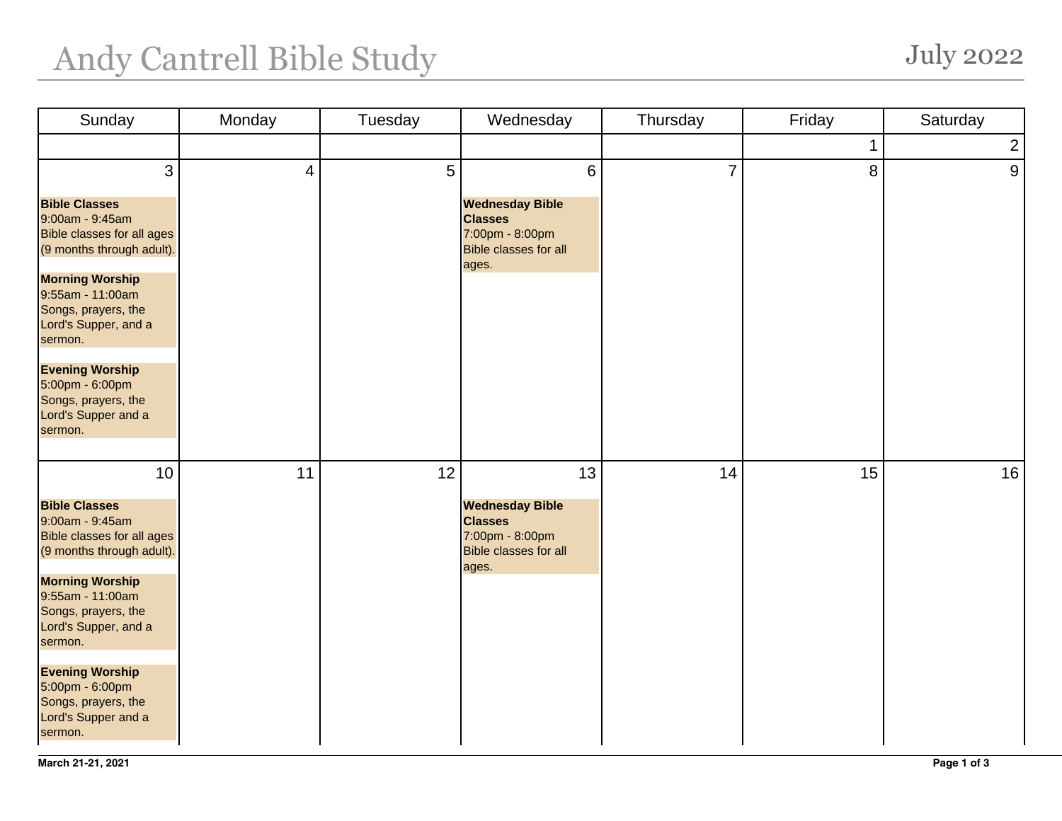# Andy Cantrell Bible Study

## July 2022

| Sunday | Monday | Tuesday | Wednesday | Thursday | Friday | Saturday |
|---|---|---|---|---|---|---|
| | | | | | 1 | 2 |
| 3<br><br>**Bible Classes**<br>9:00am - 9:45am<br>Bible classes for all ages (9 months through adult).<br><br>**Morning Worship**<br>9:55am - 11:00am<br>Songs, prayers, the Lord's Supper, and a sermon.<br><br>**Evening Worship**<br>5:00pm - 6:00pm<br>Songs, prayers, the Lord's Supper and a sermon. | 4 | 5 | 6<br><br>**Wednesday Bible Classes**<br>7:00pm - 8:00pm<br>Bible classes for all ages. | 7 | 8 | 9 |
| 10<br><br>**Bible Classes**<br>9:00am - 9:45am<br>Bible classes for all ages (9 months through adult).<br><br>**Morning Worship**<br>9:55am - 11:00am<br>Songs, prayers, the Lord's Supper, and a sermon.<br><br>**Evening Worship**<br>5:00pm - 6:00pm<br>Songs, prayers, the Lord's Supper and a sermon. | 11 | 12 | 13<br><br>**Wednesday Bible Classes**<br>7:00pm - 8:00pm<br>Bible classes for all ages. | 14 | 15 | 16 |

**March 21-21, 2021**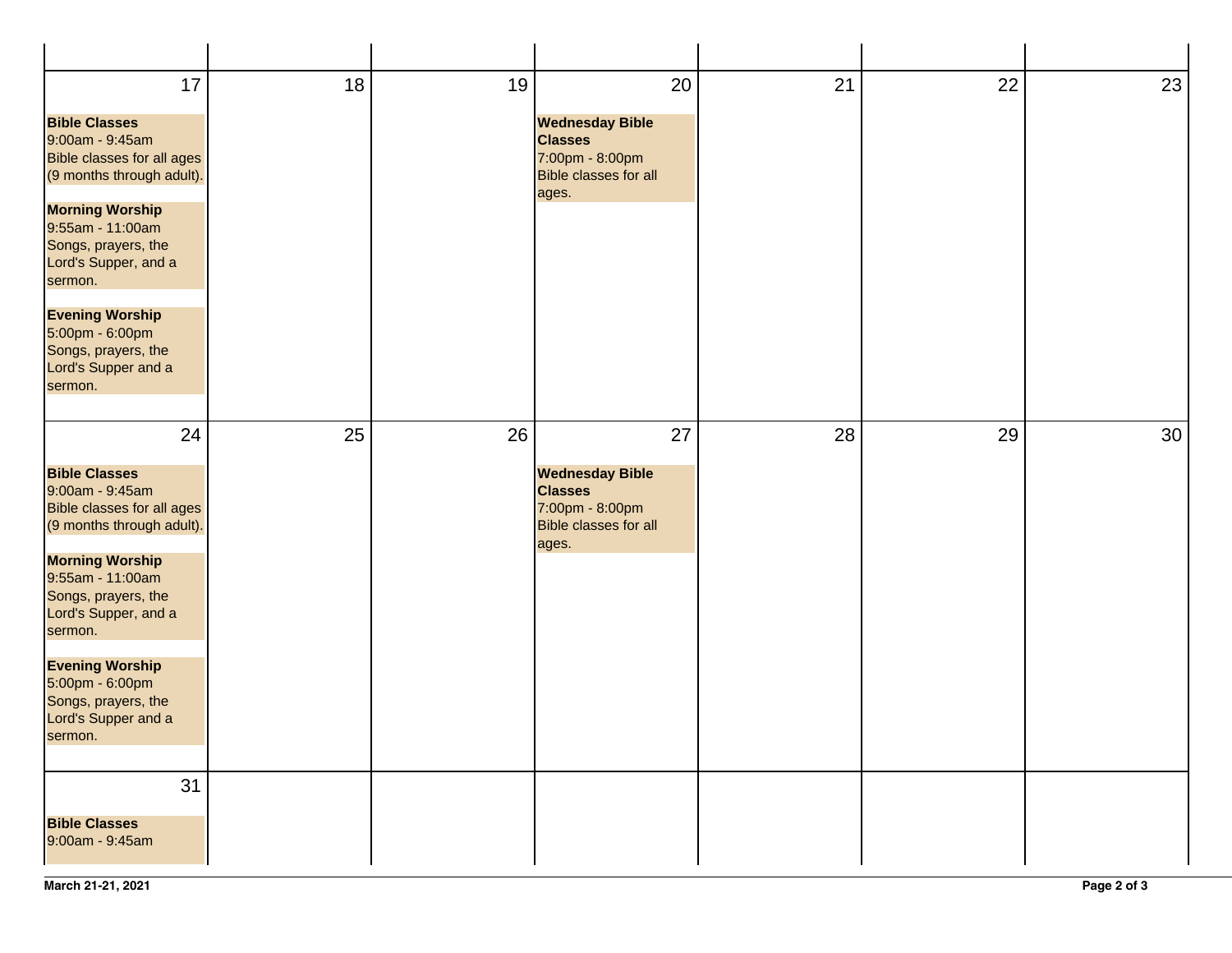| | | | | | | |
|---|---|---|---|---|---|---|
| 17<br><br>**Bible Classes**<br>9:00am - 9:45am<br>Bible classes for all ages (9 months through adult).<br><br>**Morning Worship**<br>9:55am - 11:00am<br>Songs, prayers, the Lord's Supper, and a sermon.<br><br>**Evening Worship**<br>5:00pm - 6:00pm<br>Songs, prayers, the Lord's Supper and a sermon. | 18 | 19 | 20<br><br>**Wednesday Bible Classes**<br>7:00pm - 8:00pm<br>Bible classes for all ages. | 21 | 22 | 23 |
| 24<br><br>**Bible Classes**<br>9:00am - 9:45am<br>Bible classes for all ages (9 months through adult).<br><br>**Morning Worship**<br>9:55am - 11:00am<br>Songs, prayers, the Lord's Supper, and a sermon.<br><br>**Evening Worship**<br>5:00pm - 6:00pm<br>Songs, prayers, the Lord's Supper and a sermon. | 25 | 26 | 27<br><br>**Wednesday Bible Classes**<br>7:00pm - 8:00pm<br>Bible classes for all ages. | 28 | 29 | 30 |
| 31<br><br>**Bible Classes**<br>9:00am - 9:45am | | | | | | |

**March 21-21, 2021**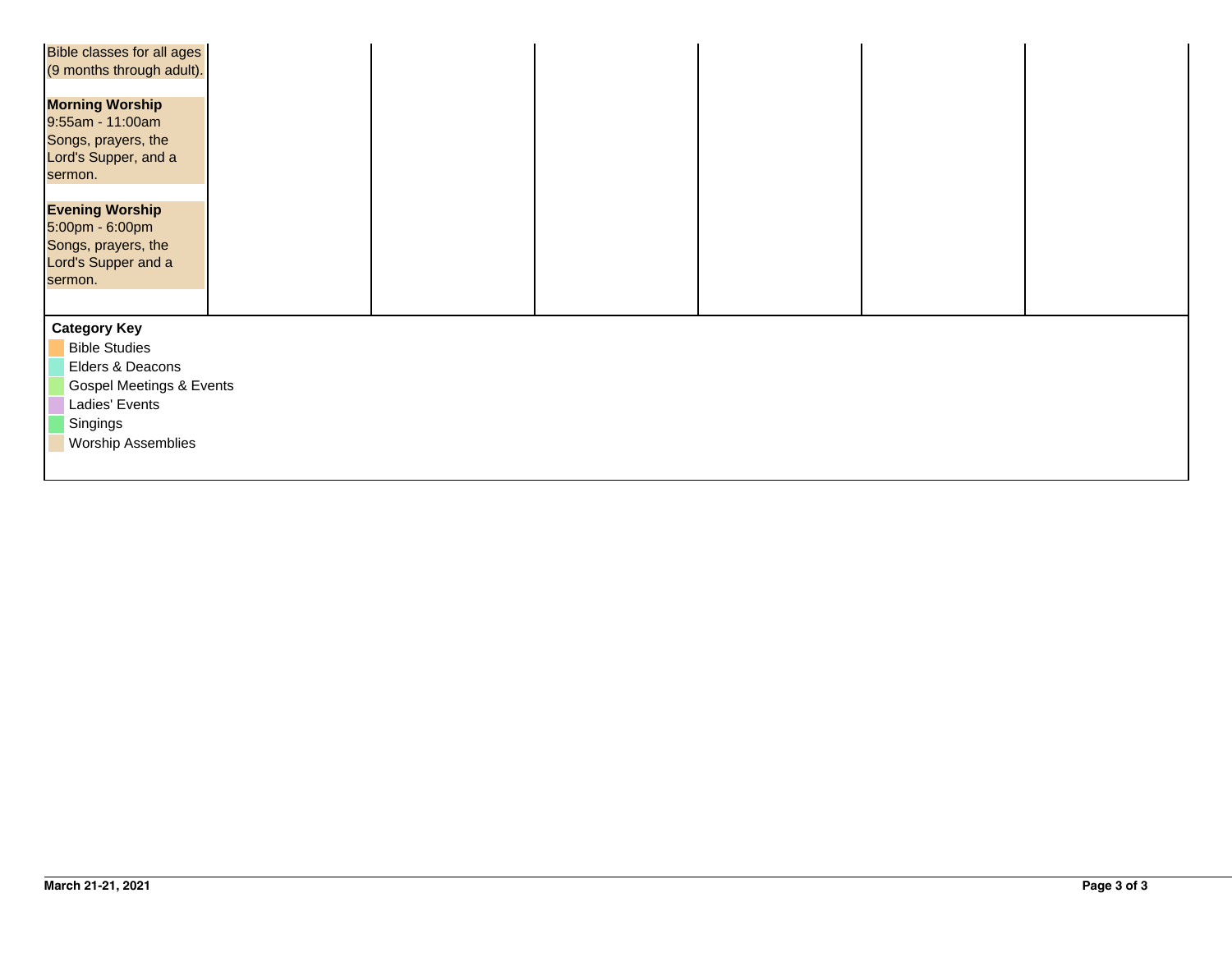| | | | | | | |
|---|---|---|---|---|---|---|
| Bible classes for all ages (9 months through adult).<br><br>**Morning Worship**<br>9:55am - 11:00am<br>Songs, prayers, the Lord's Supper, and a sermon.<br><br>**Evening Worship**<br>5:00pm - 6:00pm<br>Songs, prayers, the Lord's Supper and a sermon. | | | | | | |

**Category Key**

- Bible Studies
- Elders & Deacons
- Gospel Meetings & Events
- Ladies' Events
- Singings
- Worship Assemblies

**March 21-21, 2021**